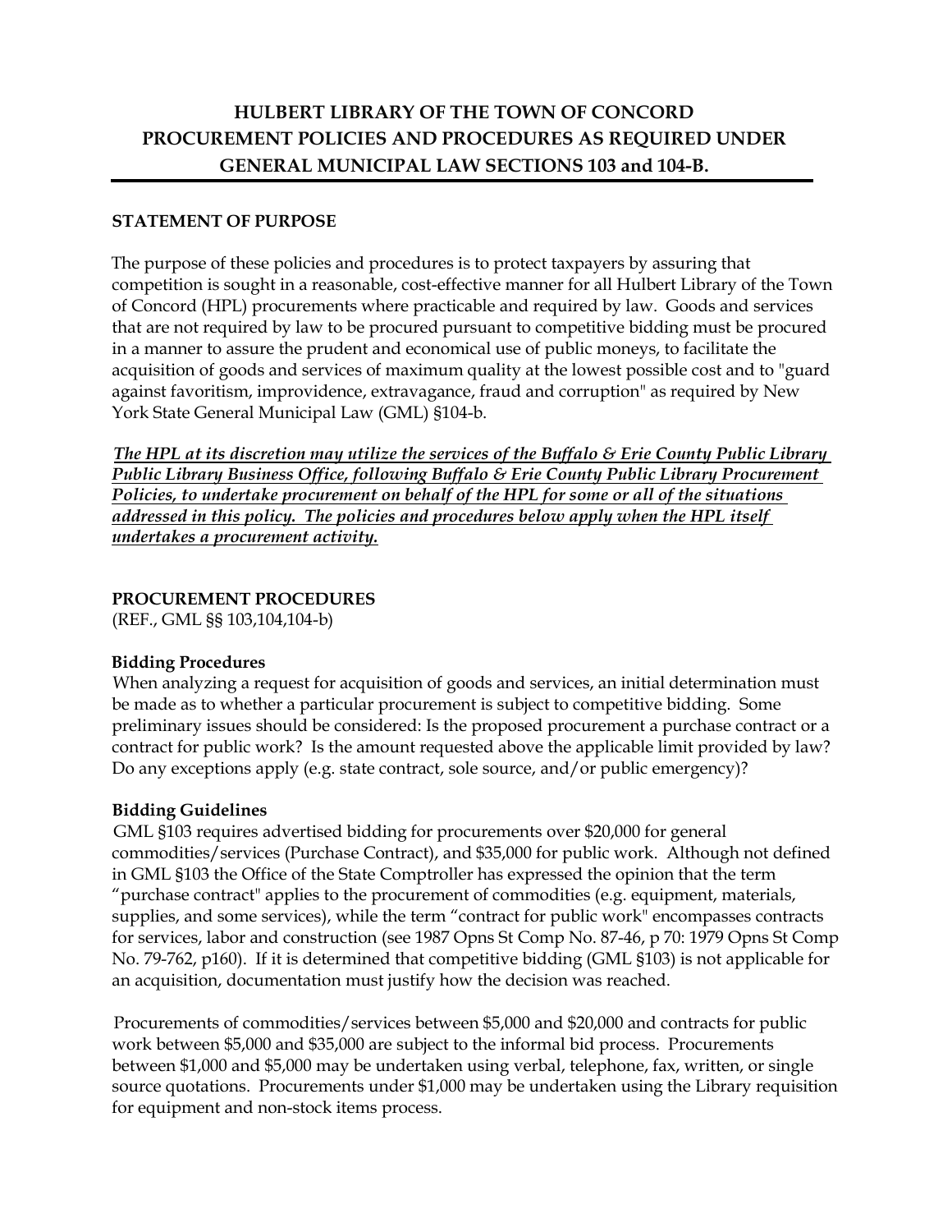# HULBERT LIBRARY OF THE TOWN OF CONCORD PROCUREMENT POLICIES AND PROCEDURES AS REQUIRED UNDER GENERAL MUNICIPAL LAW SECTIONS 103 and 104-B.

**STATEMENT OF PURPOSE**

The purpose of these policies and procedures is to protect taxpayers by assuring that competition is sought in a reasonable, cost-effective manner for all Hulbert Library of the Town of Concord (HPL) procurements where practicable and required by law. Goods and services that are not required by law to be procured pursuant to competitive bidding must be procured in a manner to assure the prudent and economical use of public moneys, to facilitate the acquisition of goods and services of maximum quality at the lowest possible cost and to "guard against favoritism, improvidence, extravagance, fraud and corruption" as required by New York State General Municipal Law (GML) §104-b.

***<u>The HPL at its discretion may utilize the services of the Buffalo & Erie County Public Library Public Library Business Office, following Buffalo & Erie County Public Library Procurement Policies, to undertake procurement on behalf of the HPL for some or all of the situations addressed in this policy. The policies and procedures below apply when the HPL itself undertakes a procurement activity.</u>***

**PROCUREMENT PROCEDURES**
(REF., GML §§ 103,104,104-b)

**Bidding Procedures**
When analyzing a request for acquisition of goods and services, an initial determination must be made as to whether a particular procurement is subject to competitive bidding. Some preliminary issues should be considered: Is the proposed procurement a purchase contract or a contract for public work? Is the amount requested above the applicable limit provided by law? Do any exceptions apply (e.g. state contract, sole source, and/or public emergency)?

**Bidding Guidelines**
GML §103 requires advertised bidding for procurements over $20,000 for general commodities/services (Purchase Contract), and $35,000 for public work. Although not defined in GML §103 the Office of the State Comptroller has expressed the opinion that the term "purchase contract" applies to the procurement of commodities (e.g. equipment, materials, supplies, and some services), while the term "contract for public work" encompasses contracts for services, labor and construction (see 1987 Opns St Comp No. 87-46, p 70: 1979 Opns St Comp No. 79-762, p160). If it is determined that competitive bidding (GML §103) is not applicable for an acquisition, documentation must justify how the decision was reached.

Procurements of commodities/services between $5,000 and $20,000 and contracts for public work between $5,000 and $35,000 are subject to the informal bid process. Procurements between $1,000 and $5,000 may be undertaken using verbal, telephone, fax, written, or single source quotations. Procurements under $1,000 may be undertaken using the Library requisition for equipment and non-stock items process.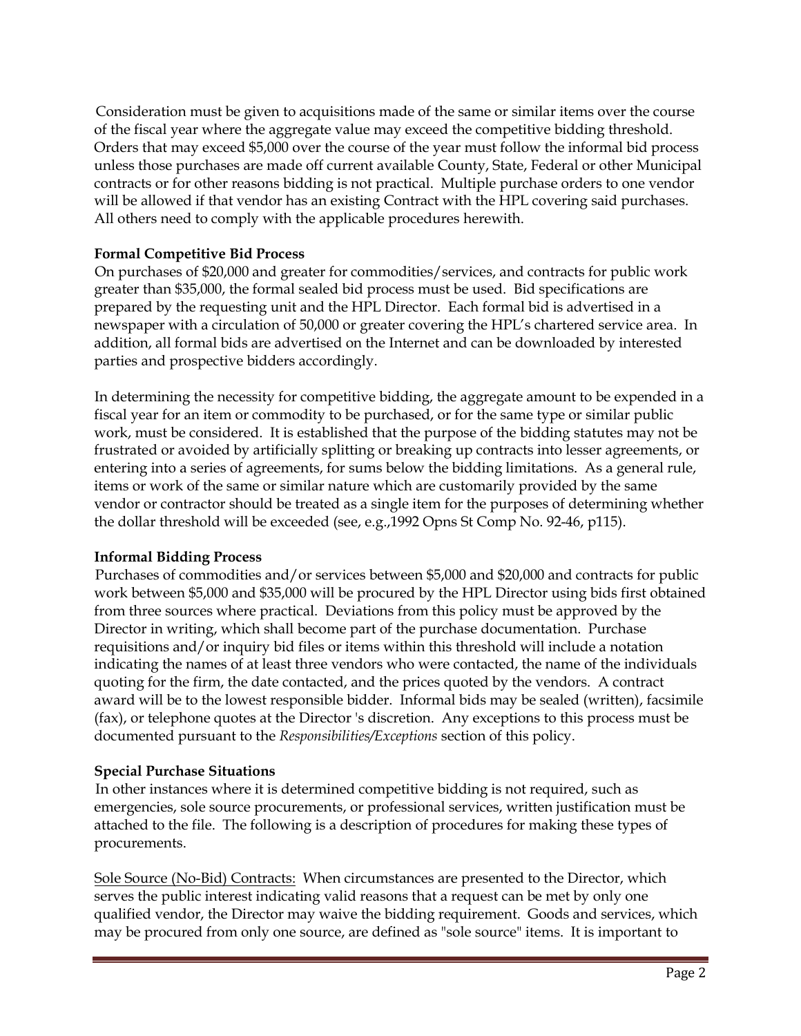Consideration must be given to acquisitions made of the same or similar items over the course of the fiscal year where the aggregate value may exceed the competitive bidding threshold. Orders that may exceed $5,000 over the course of the year must follow the informal bid process unless those purchases are made off current available County, State, Federal or other Municipal contracts or for other reasons bidding is not practical. Multiple purchase orders to one vendor will be allowed if that vendor has an existing Contract with the HPL covering said purchases. All others need to comply with the applicable procedures herewith.

**Formal Competitive Bid Process**

On purchases of $20,000 and greater for commodities/services, and contracts for public work greater than $35,000, the formal sealed bid process must be used. Bid specifications are prepared by the requesting unit and the HPL Director. Each formal bid is advertised in a newspaper with a circulation of 50,000 or greater covering the HPL's chartered service area. In addition, all formal bids are advertised on the Internet and can be downloaded by interested parties and prospective bidders accordingly.

In determining the necessity for competitive bidding, the aggregate amount to be expended in a fiscal year for an item or commodity to be purchased, or for the same type or similar public work, must be considered. It is established that the purpose of the bidding statutes may not be frustrated or avoided by artificially splitting or breaking up contracts into lesser agreements, or entering into a series of agreements, for sums below the bidding limitations. As a general rule, items or work of the same or similar nature which are customarily provided by the same vendor or contractor should be treated as a single item for the purposes of determining whether the dollar threshold will be exceeded (see, e.g.,1992 Opns St Comp No. 92-46, p115).

**Informal Bidding Process**

Purchases of commodities and/or services between $5,000 and $20,000 and contracts for public work between $5,000 and $35,000 will be procured by the HPL Director using bids first obtained from three sources where practical. Deviations from this policy must be approved by the Director in writing, which shall become part of the purchase documentation. Purchase requisitions and/or inquiry bid files or items within this threshold will include a notation indicating the names of at least three vendors who were contacted, the name of the individuals quoting for the firm, the date contacted, and the prices quoted by the vendors. A contract award will be to the lowest responsible bidder. Informal bids may be sealed (written), facsimile (fax), or telephone quotes at the Director 's discretion. Any exceptions to this process must be documented pursuant to the *Responsibilities/Exceptions* section of this policy.

**Special Purchase Situations**

In other instances where it is determined competitive bidding is not required, such as emergencies, sole source procurements, or professional services, written justification must be attached to the file. The following is a description of procedures for making these types of procurements.

Sole Source (No-Bid) Contracts: When circumstances are presented to the Director, which serves the public interest indicating valid reasons that a request can be met by only one qualified vendor, the Director may waive the bidding requirement. Goods and services, which may be procured from only one source, are defined as "sole source" items. It is important to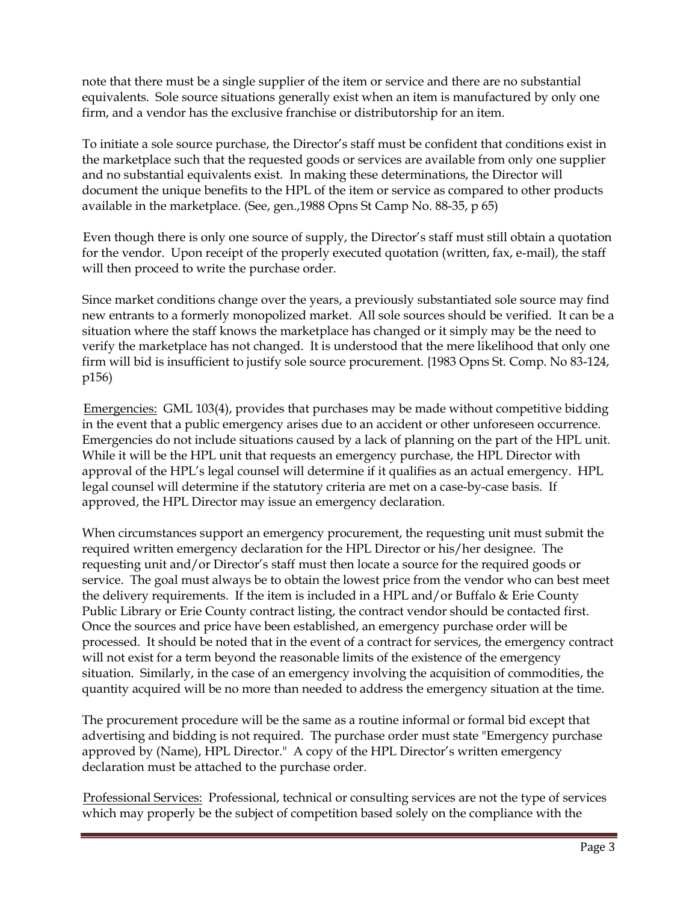note that there must be a single supplier of the item or service and there are no substantial equivalents. Sole source situations generally exist when an item is manufactured by only one firm, and a vendor has the exclusive franchise or distributorship for an item.

To initiate a sole source purchase, the Director's staff must be confident that conditions exist in the marketplace such that the requested goods or services are available from only one supplier and no substantial equivalents exist. In making these determinations, the Director will document the unique benefits to the HPL of the item or service as compared to other products available in the marketplace. (See, gen.,1988 Opns St Camp No. 88-35, p 65)

Even though there is only one source of supply, the Director's staff must still obtain a quotation for the vendor. Upon receipt of the properly executed quotation (written, fax, e-mail), the staff will then proceed to write the purchase order.

Since market conditions change over the years, a previously substantiated sole source may find new entrants to a formerly monopolized market. All sole sources should be verified. It can be a situation where the staff knows the marketplace has changed or it simply may be the need to verify the marketplace has not changed. It is understood that the mere likelihood that only one firm will bid is insufficient to justify sole source procurement. {1983 Opns St. Comp. No 83-124, p156)

<u>Emergencies:</u> GML 103(4), provides that purchases may be made without competitive bidding in the event that a public emergency arises due to an accident or other unforeseen occurrence. Emergencies do not include situations caused by a lack of planning on the part of the HPL unit. While it will be the HPL unit that requests an emergency purchase, the HPL Director with approval of the HPL's legal counsel will determine if it qualifies as an actual emergency. HPL legal counsel will determine if the statutory criteria are met on a case-by-case basis. If approved, the HPL Director may issue an emergency declaration.

When circumstances support an emergency procurement, the requesting unit must submit the required written emergency declaration for the HPL Director or his/her designee. The requesting unit and/or Director's staff must then locate a source for the required goods or service. The goal must always be to obtain the lowest price from the vendor who can best meet the delivery requirements. If the item is included in a HPL and/or Buffalo & Erie County Public Library or Erie County contract listing, the contract vendor should be contacted first. Once the sources and price have been established, an emergency purchase order will be processed. It should be noted that in the event of a contract for services, the emergency contract will not exist for a term beyond the reasonable limits of the existence of the emergency situation. Similarly, in the case of an emergency involving the acquisition of commodities, the quantity acquired will be no more than needed to address the emergency situation at the time.

The procurement procedure will be the same as a routine informal or formal bid except that advertising and bidding is not required. The purchase order must state "Emergency purchase approved by (Name), HPL Director." A copy of the HPL Director's written emergency declaration must be attached to the purchase order.

<u>Professional Services:</u> Professional, technical or consulting services are not the type of services which may properly be the subject of competition based solely on the compliance with the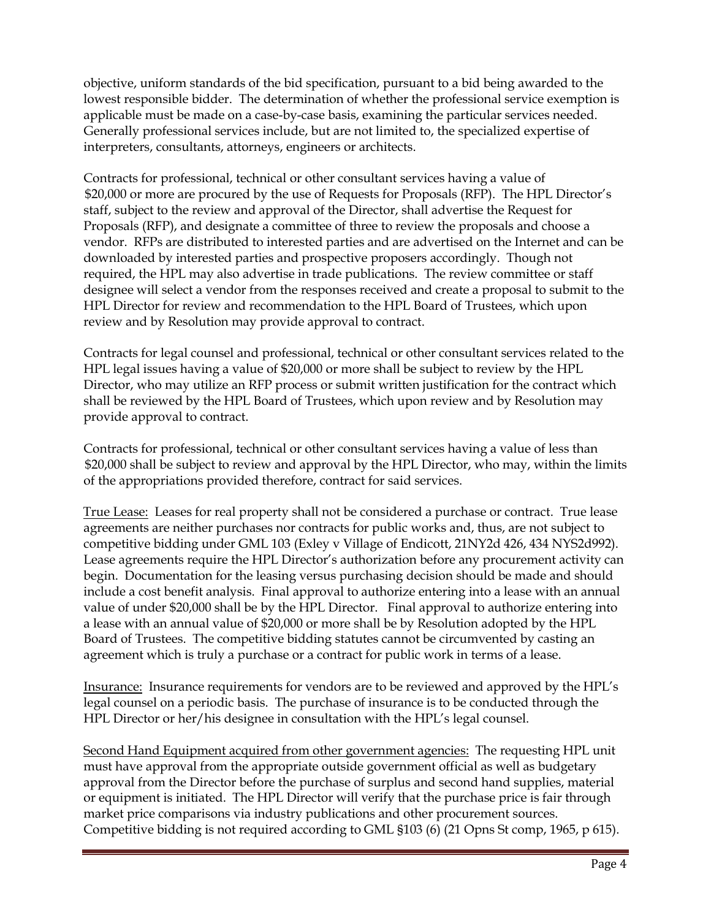objective, uniform standards of the bid specification, pursuant to a bid being awarded to the lowest responsible bidder. The determination of whether the professional service exemption is applicable must be made on a case-by-case basis, examining the particular services needed. Generally professional services include, but are not limited to, the specialized expertise of interpreters, consultants, attorneys, engineers or architects.

Contracts for professional, technical or other consultant services having a value of $20,000 or more are procured by the use of Requests for Proposals (RFP). The HPL Director's staff, subject to the review and approval of the Director, shall advertise the Request for Proposals (RFP), and designate a committee of three to review the proposals and choose a vendor. RFPs are distributed to interested parties and are advertised on the Internet and can be downloaded by interested parties and prospective proposers accordingly. Though not required, the HPL may also advertise in trade publications. The review committee or staff designee will select a vendor from the responses received and create a proposal to submit to the HPL Director for review and recommendation to the HPL Board of Trustees, which upon review and by Resolution may provide approval to contract.

Contracts for legal counsel and professional, technical or other consultant services related to the HPL legal issues having a value of $20,000 or more shall be subject to review by the HPL Director, who may utilize an RFP process or submit written justification for the contract which shall be reviewed by the HPL Board of Trustees, which upon review and by Resolution may provide approval to contract.

Contracts for professional, technical or other consultant services having a value of less than $20,000 shall be subject to review and approval by the HPL Director, who may, within the limits of the appropriations provided therefore, contract for said services.

<u>True Lease:</u> Leases for real property shall not be considered a purchase or contract. True lease agreements are neither purchases nor contracts for public works and, thus, are not subject to competitive bidding under GML 103 (Exley v Village of Endicott, 21NY2d 426, 434 NYS2d992). Lease agreements require the HPL Director's authorization before any procurement activity can begin. Documentation for the leasing versus purchasing decision should be made and should include a cost benefit analysis. Final approval to authorize entering into a lease with an annual value of under $20,000 shall be by the HPL Director. Final approval to authorize entering into a lease with an annual value of $20,000 or more shall be by Resolution adopted by the HPL Board of Trustees. The competitive bidding statutes cannot be circumvented by casting an agreement which is truly a purchase or a contract for public work in terms of a lease.

<u>Insurance:</u> Insurance requirements for vendors are to be reviewed and approved by the HPL's legal counsel on a periodic basis. The purchase of insurance is to be conducted through the HPL Director or her/his designee in consultation with the HPL's legal counsel.

<u>Second Hand Equipment acquired from other government agencies:</u> The requesting HPL unit must have approval from the appropriate outside government official as well as budgetary approval from the Director before the purchase of surplus and second hand supplies, material or equipment is initiated. The HPL Director will verify that the purchase price is fair through market price comparisons via industry publications and other procurement sources. Competitive bidding is not required according to GML §103 (6) (21 Opns St comp, 1965, p 615).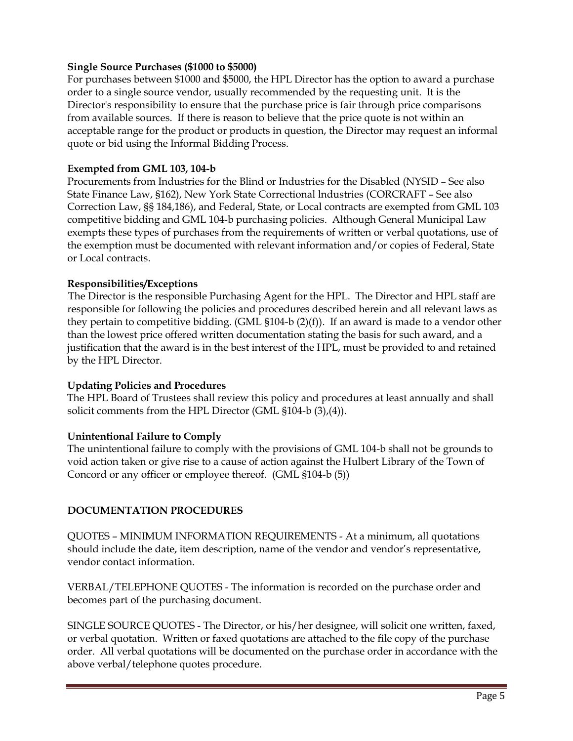**Single Source Purchases ($1000 to $5000)**

For purchases between $1000 and $5000, the HPL Director has the option to award a purchase order to a single source vendor, usually recommended by the requesting unit. It is the Director's responsibility to ensure that the purchase price is fair through price comparisons from available sources. If there is reason to believe that the price quote is not within an acceptable range for the product or products in question, the Director may request an informal quote or bid using the Informal Bidding Process.

**Exempted from GML 103, 104-b**

Procurements from Industries for the Blind or Industries for the Disabled (NYSID – See also State Finance Law, §162), New York State Correctional lndustries (CORCRAFT – See also Correction Law, §§ 184,186), and Federal, State, or Local contracts are exempted from GML 103 competitive bidding and GML 104-b purchasing policies. Although General Municipal Law exempts these types of purchases from the requirements of written or verbal quotations, use of the exemption must be documented with relevant information and/or copies of Federal, State or Local contracts.

**Responsibilities/Exceptions**

The Director is the responsible Purchasing Agent for the HPL. The Director and HPL staff are responsible for following the policies and procedures described herein and all relevant laws as they pertain to competitive bidding. (GML §104-b (2)(f)). If an award is made to a vendor other than the lowest price offered written documentation stating the basis for such award, and a justification that the award is in the best interest of the HPL, must be provided to and retained by the HPL Director.

**Updating Policies and Procedures**

The HPL Board of Trustees shall review this policy and procedures at least annually and shall solicit comments from the HPL Director (GML §104-b (3),(4)).

**Unintentional Failure to Comply**

The unintentional failure to comply with the provisions of GML 104-b shall not be grounds to void action taken or give rise to a cause of action against the Hulbert Library of the Town of Concord or any officer or employee thereof. (GML §104-b (5))

**DOCUMENTATION PROCEDURES**

QUOTES – MINIMUM INFORMATION REQUIREMENTS - At a minimum, all quotations should include the date, item description, name of the vendor and vendor's representative, vendor contact information.

VERBAL/TELEPHONE QUOTES - The information is recorded on the purchase order and becomes part of the purchasing document.

SINGLE SOURCE QUOTES - The Director, or his/her designee, will solicit one written, faxed, or verbal quotation. Written or faxed quotations are attached to the file copy of the purchase order. All verbal quotations will be documented on the purchase order in accordance with the above verbal/telephone quotes procedure.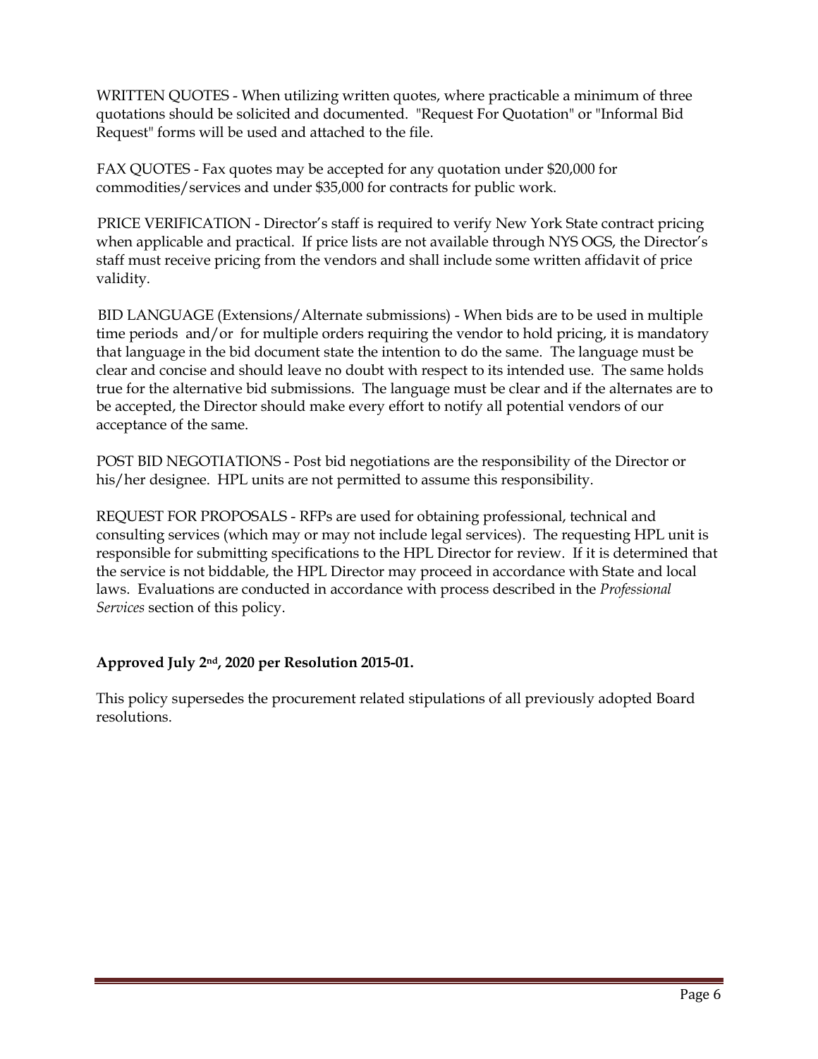WRITTEN QUOTES - When utilizing written quotes, where practicable a minimum of three quotations should be solicited and documented. "Request For Quotation" or "Informal Bid Request" forms will be used and attached to the file.

FAX QUOTES - Fax quotes may be accepted for any quotation under $20,000 for commodities/services and under $35,000 for contracts for public work.

PRICE VERIFICATION - Director's staff is required to verify New York State contract pricing when applicable and practical. If price lists are not available through NYS OGS, the Director's staff must receive pricing from the vendors and shall include some written affidavit of price validity.

BID LANGUAGE (Extensions/Alternate submissions) - When bids are to be used in multiple time periods and/or for multiple orders requiring the vendor to hold pricing, it is mandatory that language in the bid document state the intention to do the same. The language must be clear and concise and should leave no doubt with respect to its intended use. The same holds true for the alternative bid submissions. The language must be clear and if the alternates are to be accepted, the Director should make every effort to notify all potential vendors of our acceptance of the same.

POST BID NEGOTIATIONS - Post bid negotiations are the responsibility of the Director or his/her designee. HPL units are not permitted to assume this responsibility.

REQUEST FOR PROPOSALS - RFPs are used for obtaining professional, technical and consulting services (which may or may not include legal services). The requesting HPL unit is responsible for submitting specifications to the HPL Director for review. If it is determined that the service is not biddable, the HPL Director may proceed in accordance with State and local laws. Evaluations are conducted in accordance with process described in the *Professional Services* section of this policy.

**Approved July 2nd, 2020 per Resolution 2015-01.**

This policy supersedes the procurement related stipulations of all previously adopted Board resolutions.